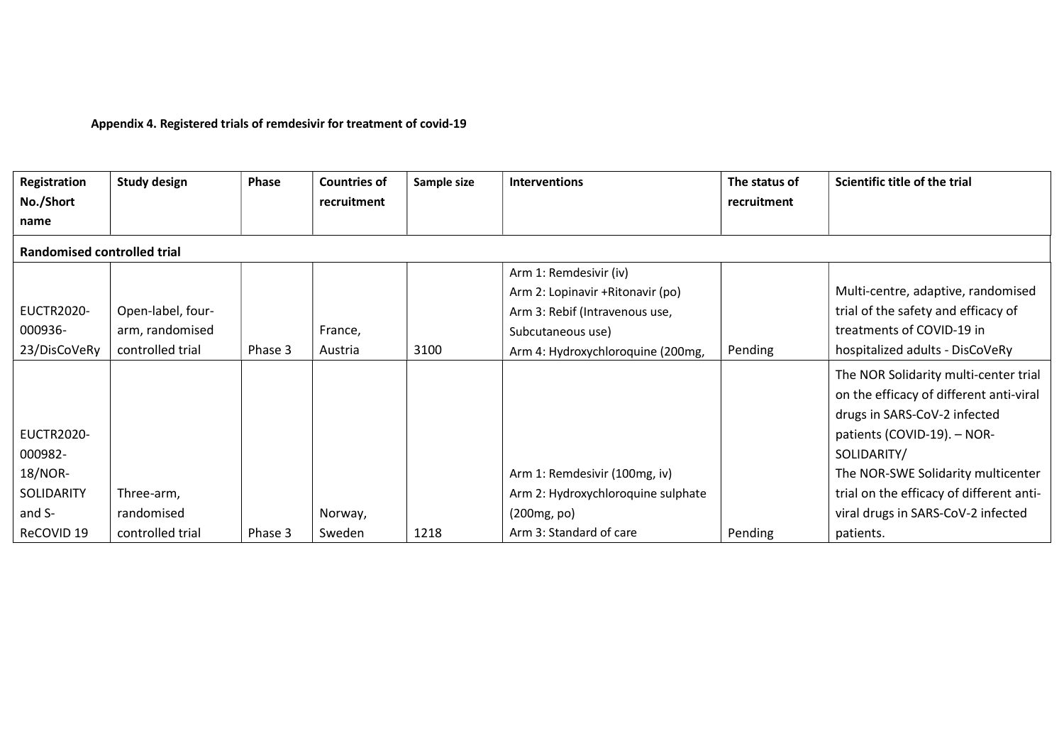**Appendix 4. Registered trials of remdesivir for treatment of covid-19**

| Registration No./Short name | Study design | Phase | Countries of recruitment | Sample size | Interventions | The status of recruitment | Scientific title of the trial |
|---|---|---|---|---|---|---|---|
| **Randomised controlled trial** | | | | | | | |
| EUCTR2020-000936-23/DisCoVeRy | Open-label, four-arm, randomised controlled trial | Phase 3 | France, Austria | 3100 | Arm 1: Remdesivir (iv)<br>Arm 2: Lopinavir +Ritonavir (po)<br>Arm 3: Rebif (Intravenous use, Subcutaneous use)<br>Arm 4: Hydroxychloroquine (200mg, | Pending | Multi-centre, adaptive, randomised trial of the safety and efficacy of treatments of COVID-19 in hospitalized adults - DisCoVeRy |
| EUCTR2020-000982-18/NOR-SOLIDARITY and S-ReCOVID 19 | Three-arm, randomised controlled trial | Phase 3 | Norway, Sweden | 1218 | Arm 1: Remdesivir (100mg, iv)<br>Arm 2: Hydroxychloroquine sulphate (200mg, po)<br>Arm 3: Standard of care | Pending | The NOR Solidarity multi-center trial on the efficacy of different anti-viral drugs in SARS-CoV-2 infected patients (COVID-19). – NOR-SOLIDARITY/<br>The NOR-SWE Solidarity multicenter trial on the efficacy of different anti-viral drugs in SARS-CoV-2 infected patients. |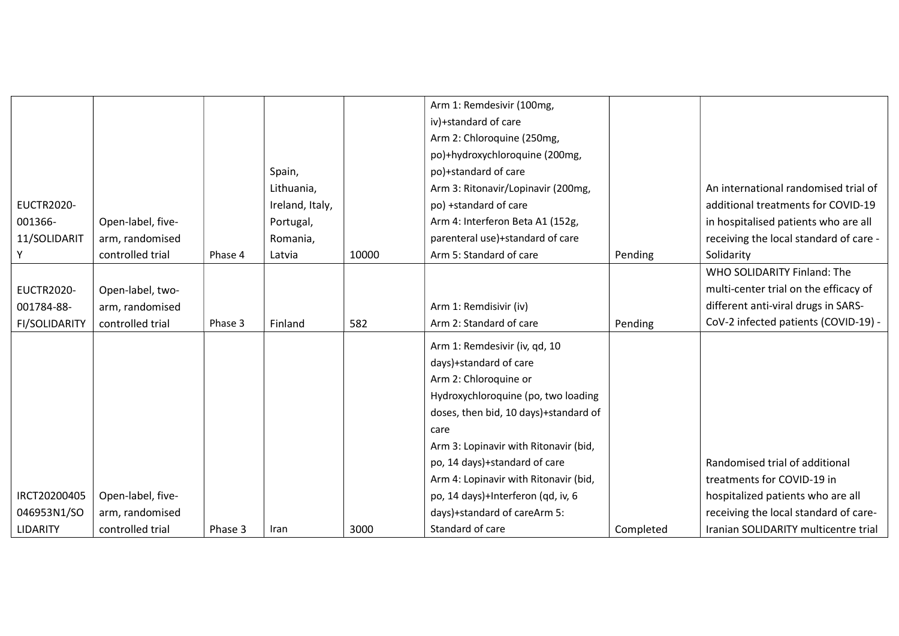| | | | | | | | |
|---|---|---|---|---|---|---|---|
| EUCTR2020-001366-11/SOLIDARITY | Open-label, five-arm, randomised controlled trial | Phase 4 | Spain, Lithuania, Ireland, Italy, Portugal, Romania, Latvia | 10000 | Arm 1: Remdesivir (100mg, iv)+standard of care<br>Arm 2: Chloroquine (250mg, po)+hydroxychloroquine (200mg, po)+standard of care<br>Arm 3: Ritonavir/Lopinavir (200mg, po) +standard of care<br>Arm 4: Interferon Beta A1 (152g, parenteral use)+standard of care<br>Arm 5: Standard of care | Pending | An international randomised trial of additional treatments for COVID-19 in hospitalised patients who are all receiving the local standard of care - Solidarity |
| EUCTR2020-001784-88-FI/SOLIDARITY | Open-label, two-arm, randomised controlled trial | Phase 3 | Finland | 582 | Arm 1: Remdisivir (iv)<br>Arm 2: Standard of care | Pending | WHO SOLIDARITY Finland: The multi-center trial on the efficacy of different anti-viral drugs in SARS-CoV-2 infected patients (COVID-19) - |
| IRCT20200405046953N1/SOLIDARITY | Open-label, five-arm, randomised controlled trial | Phase 3 | Iran | 3000 | Arm 1: Remdesivir (iv, qd, 10 days)+standard of care<br>Arm 2: Chloroquine or Hydroxychloroquine (po, two loading doses, then bid, 10 days)+standard of care<br>Arm 3: Lopinavir with Ritonavir (bid, po, 14 days)+standard of care<br>Arm 4: Lopinavir with Ritonavir (bid, po, 14 days)+Interferon (qd, iv, 6 days)+standard of careArm 5: Standard of care | Completed | Randomised trial of additional treatments for COVID-19 in hospitalized patients who are all receiving the local standard of care- Iranian SOLIDARITY multicentre trial |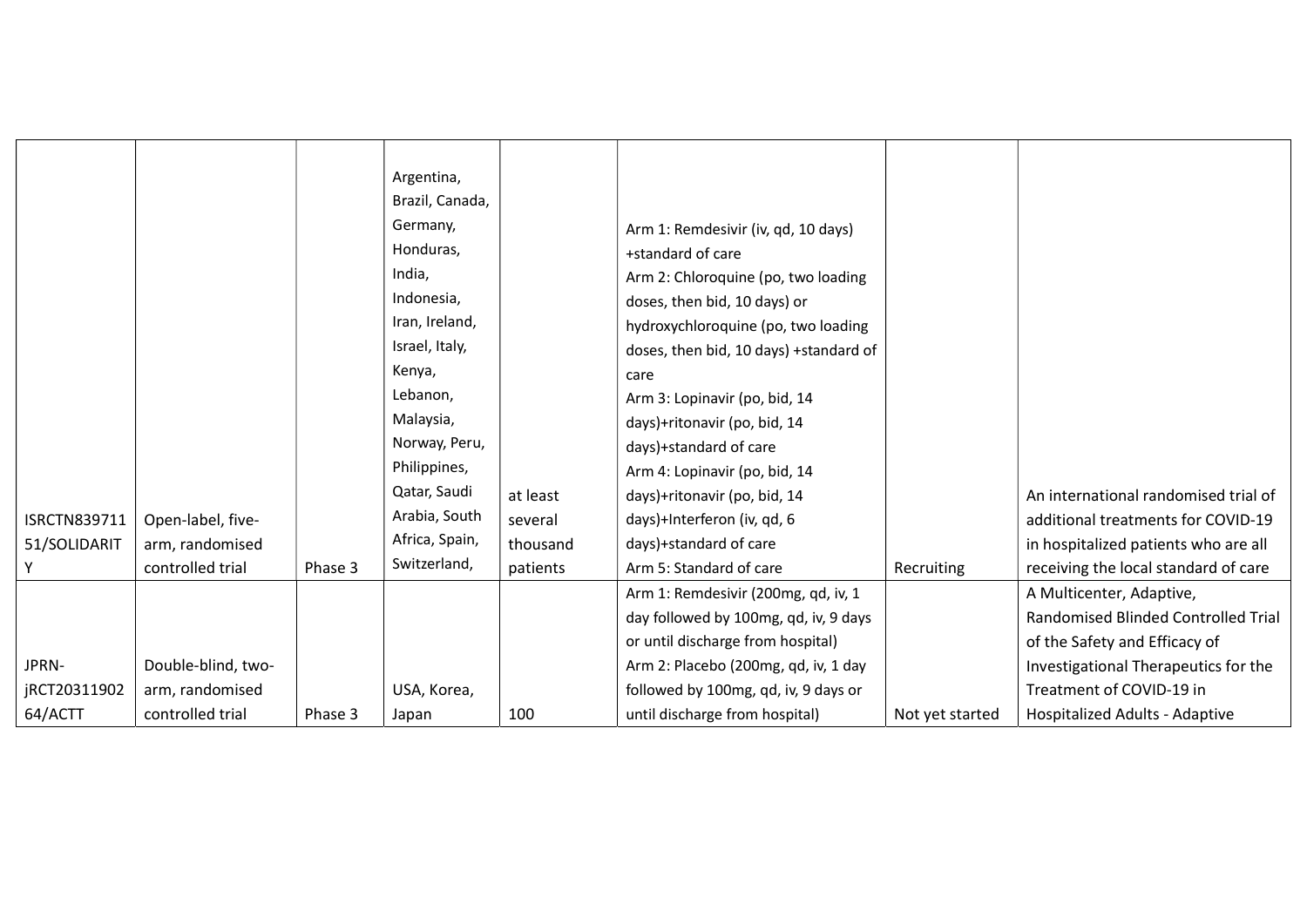| ISRCTN83971151/SOLIDARITY | Open-label, five-arm, randomised controlled trial | Phase 3 | Argentina, Brazil, Canada, Germany, Honduras, India, Indonesia, Iran, Ireland, Israel, Italy, Kenya, Lebanon, Malaysia, Norway, Peru, Philippines, Qatar, Saudi Arabia, South Africa, Spain, Switzerland, | at least several thousand patients | Arm 1: Remdesivir (iv, qd, 10 days) +standard of care<br>Arm 2: Chloroquine (po, two loading doses, then bid, 10 days) or hydroxychloroquine (po, two loading doses, then bid, 10 days) +standard of care<br>Arm 3: Lopinavir (po, bid, 14 days)+ritonavir (po, bid, 14 days)+standard of care<br>Arm 4: Lopinavir (po, bid, 14 days)+ritonavir (po, bid, 14 days)+Interferon (iv, qd, 6 days)+standard of care<br>Arm 5: Standard of care | Recruiting | An international randomised trial of additional treatments for COVID-19 in hospitalized patients who are all receiving the local standard of care |
|---|---|---|---|---|---|---|---|
| JPRN-jRCT2031190264/ACTT | Double-blind, two-arm, randomised controlled trial | Phase 3 | USA, Korea, Japan | 100 | Arm 1: Remdesivir (200mg, qd, iv, 1 day followed by 100mg, qd, iv, 9 days or until discharge from hospital)<br>Arm 2: Placebo (200mg, qd, iv, 1 day followed by 100mg, qd, iv, 9 days or until discharge from hospital) | Not yet started | A Multicenter, Adaptive, Randomised Blinded Controlled Trial of the Safety and Efficacy of Investigational Therapeutics for the Treatment of COVID-19 in Hospitalized Adults - Adaptive |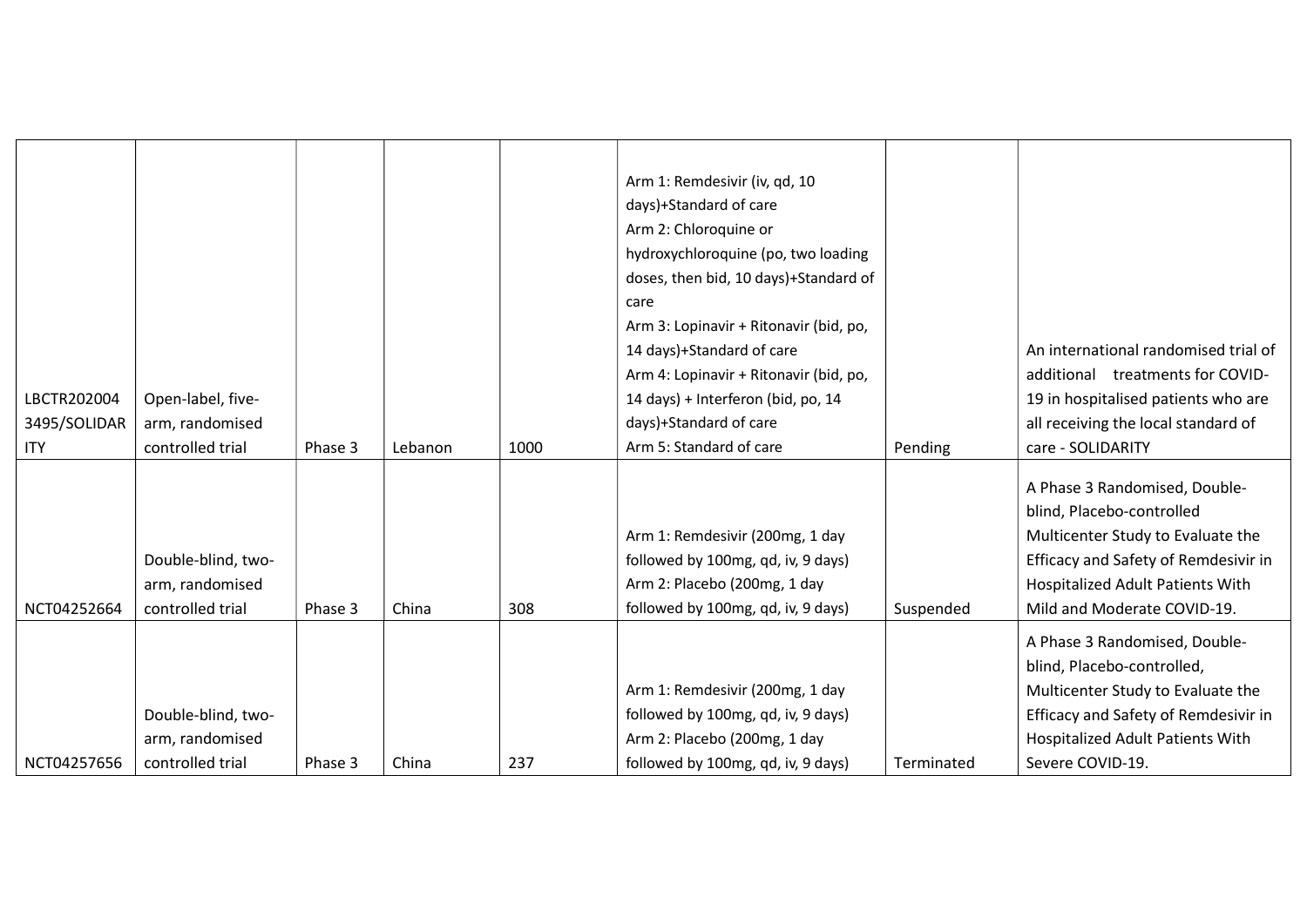| | | | | | | | |
|---|---|---|---|---|---|---|---|
| LBCTR2020043495/SOLIDARITY | Open-label, five-arm, randomised controlled trial | Phase 3 | Lebanon | 1000 | Arm 1: Remdesivir (iv, qd, 10 days)+Standard of care<br>Arm 2: Chloroquine or hydroxychloroquine (po, two loading doses, then bid, 10 days)+Standard of care<br>Arm 3: Lopinavir + Ritonavir (bid, po, 14 days)+Standard of care<br>Arm 4: Lopinavir + Ritonavir (bid, po, 14 days) + Interferon (bid, po, 14 days)+Standard of care<br>Arm 5: Standard of care | Pending | An international randomised trial of additional treatments for COVID-19 in hospitalised patients who are all receiving the local standard of care - SOLIDARITY |
| NCT04252664 | Double-blind, two-arm, randomised controlled trial | Phase 3 | China | 308 | Arm 1: Remdesivir (200mg, 1 day followed by 100mg, qd, iv, 9 days)<br>Arm 2: Placebo (200mg, 1 day followed by 100mg, qd, iv, 9 days) | Suspended | A Phase 3 Randomised, Double-blind, Placebo-controlled Multicenter Study to Evaluate the Efficacy and Safety of Remdesivir in Hospitalized Adult Patients With Mild and Moderate COVID-19. |
| NCT04257656 | Double-blind, two-arm, randomised controlled trial | Phase 3 | China | 237 | Arm 1: Remdesivir (200mg, 1 day followed by 100mg, qd, iv, 9 days)<br>Arm 2: Placebo (200mg, 1 day followed by 100mg, qd, iv, 9 days) | Terminated | A Phase 3 Randomised, Double-blind, Placebo-controlled, Multicenter Study to Evaluate the Efficacy and Safety of Remdesivir in Hospitalized Adult Patients With Severe COVID-19. |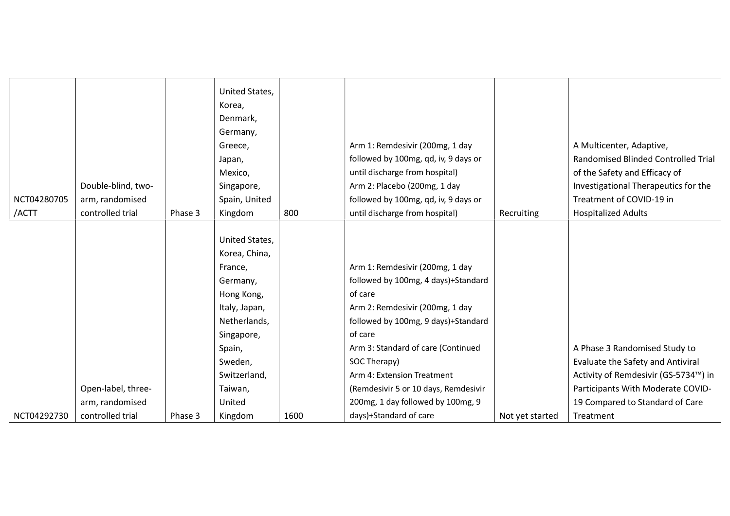| | | | | | | | |
|---|---|---|---|---|---|---|---|
| NCT04280705 /ACTT | Double-blind, two-arm, randomised controlled trial | Phase 3 | United States, Korea, Denmark, Germany, Greece, Japan, Mexico, Singapore, Spain, United Kingdom | 800 | Arm 1: Remdesivir (200mg, 1 day followed by 100mg, qd, iv, 9 days or until discharge from hospital)<br>Arm 2: Placebo (200mg, 1 day followed by 100mg, qd, iv, 9 days or until discharge from hospital) | Recruiting | A Multicenter, Adaptive, Randomised Blinded Controlled Trial of the Safety and Efficacy of Investigational Therapeutics for the Treatment of COVID-19 in Hospitalized Adults |
| NCT04292730 | Open-label, three-arm, randomised controlled trial | Phase 3 | United States, Korea, China, France, Germany, Hong Kong, Italy, Japan, Netherlands, Singapore, Spain, Sweden, Switzerland, Taiwan, United Kingdom | 1600 | Arm 1: Remdesivir (200mg, 1 day followed by 100mg, 4 days)+Standard of care<br>Arm 2: Remdesivir (200mg, 1 day followed by 100mg, 9 days)+Standard of care<br>Arm 3: Standard of care (Continued SOC Therapy)<br>Arm 4: Extension Treatment (Remdesivir 5 or 10 days, Remdesivir 200mg, 1 day followed by 100mg, 9 days)+Standard of care | Not yet started | A Phase 3 Randomised Study to Evaluate the Safety and Antiviral Activity of Remdesivir (GS-5734™) in Participants With Moderate COVID-19 Compared to Standard of Care Treatment |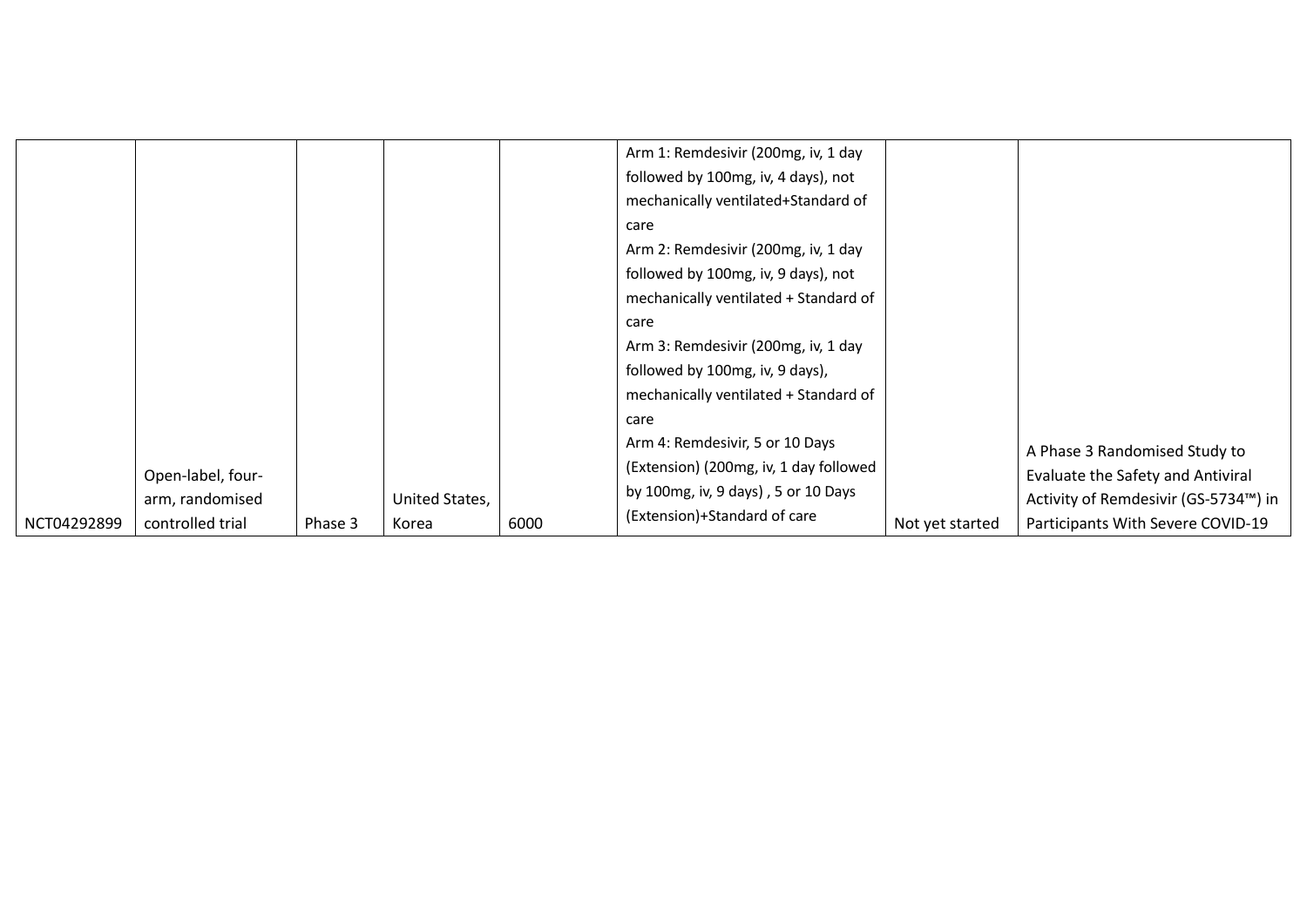| | | | | | | | |
|---|---|---|---|---|---|---|---|
| NCT04292899 | Open-label, four-arm, randomised controlled trial | Phase 3 | United States, Korea | 6000 | Arm 1: Remdesivir (200mg, iv, 1 day followed by 100mg, iv, 4 days), not mechanically ventilated+Standard of care<br>Arm 2: Remdesivir (200mg, iv, 1 day followed by 100mg, iv, 9 days), not mechanically ventilated + Standard of care<br>Arm 3: Remdesivir (200mg, iv, 1 day followed by 100mg, iv, 9 days), mechanically ventilated + Standard of care<br>Arm 4: Remdesivir, 5 or 10 Days (Extension) (200mg, iv, 1 day followed by 100mg, iv, 9 days) , 5 or 10 Days (Extension)+Standard of care | Not yet started | A Phase 3 Randomised Study to Evaluate the Safety and Antiviral Activity of Remdesivir (GS-5734™) in Participants With Severe COVID-19 |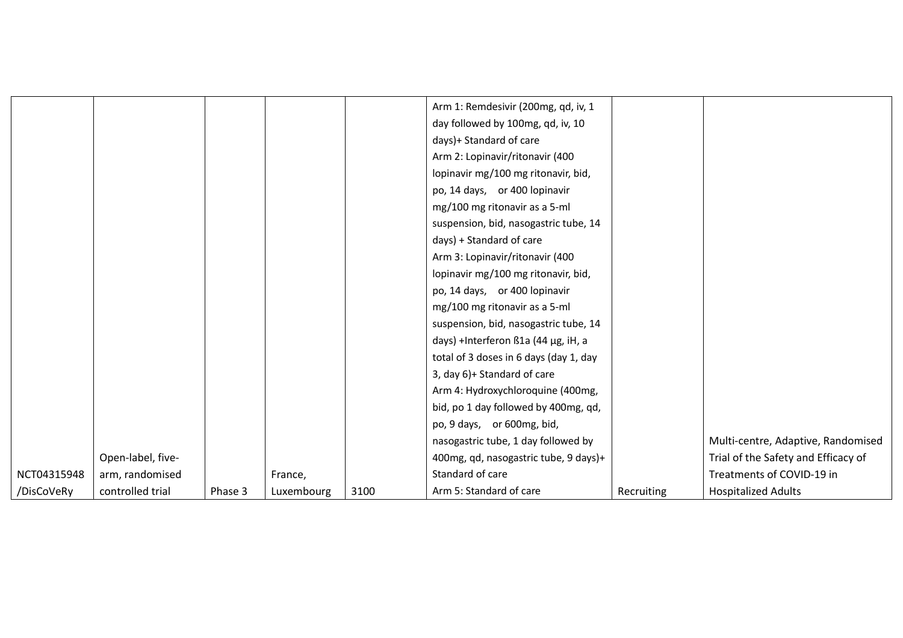| | | | | | | | |
|---|---|---|---|---|---|---|---|
| NCT04315948 /DisCoVeRy | Open-label, five-arm, randomised controlled trial | Phase 3 | France, Luxembourg | 3100 | Arm 1: Remdesivir (200mg, qd, iv, 1 day followed by 100mg, qd, iv, 10 days)+ Standard of care<br>Arm 2: Lopinavir/ritonavir (400 lopinavir mg/100 mg ritonavir, bid, po, 14 days, or 400 lopinavir mg/100 mg ritonavir as a 5-ml suspension, bid, nasogastric tube, 14 days) + Standard of care<br>Arm 3: Lopinavir/ritonavir (400 lopinavir mg/100 mg ritonavir, bid, po, 14 days, or 400 lopinavir mg/100 mg ritonavir as a 5-ml suspension, bid, nasogastric tube, 14 days) +Interferon ß1a (44 µg, iH, a total of 3 doses in 6 days (day 1, day 3, day 6)+ Standard of care<br>Arm 4: Hydroxychloroquine (400mg, bid, po 1 day followed by 400mg, qd, po, 9 days, or 600mg, bid, nasogastric tube, 1 day followed by 400mg, qd, nasogastric tube, 9 days)+ Standard of care<br>Arm 5: Standard of care | Recruiting | Multi-centre, Adaptive, Randomised Trial of the Safety and Efficacy of Treatments of COVID-19 in Hospitalized Adults |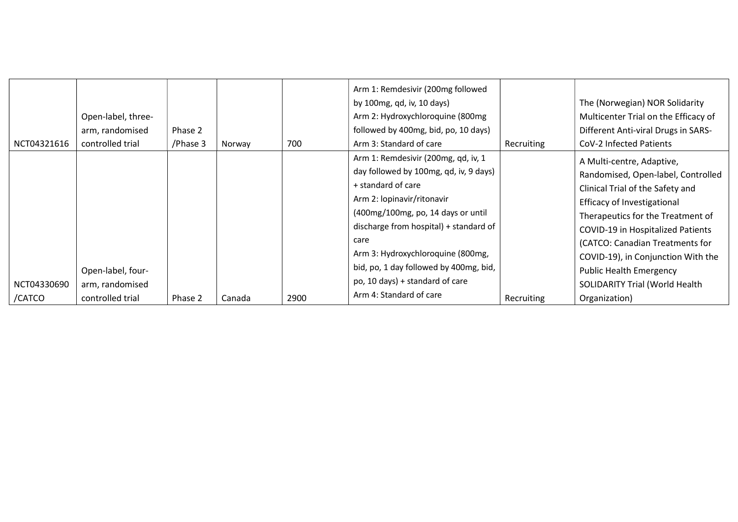| | | | | | | | |
|---|---|---|---|---|---|---|---|
| NCT04321616 | Open-label, three-arm, randomised controlled trial | Phase 2 /Phase 3 | Norway | 700 | Arm 1: Remdesivir (200mg followed by 100mg, qd, iv, 10 days)<br>Arm 2: Hydroxychloroquine (800mg followed by 400mg, bid, po, 10 days)<br>Arm 3: Standard of care | Recruiting | The (Norwegian) NOR Solidarity Multicenter Trial on the Efficacy of Different Anti-viral Drugs in SARS-CoV-2 Infected Patients |
| NCT04330690 /CATCO | Open-label, four-arm, randomised controlled trial | Phase 2 | Canada | 2900 | Arm 1: Remdesivir (200mg, qd, iv, 1 day followed by 100mg, qd, iv, 9 days) + standard of care<br>Arm 2: lopinavir/ritonavir (400mg/100mg, po, 14 days or until discharge from hospital) + standard of care<br>Arm 3: Hydroxychloroquine (800mg, bid, po, 1 day followed by 400mg, bid, po, 10 days) + standard of care<br>Arm 4: Standard of care | Recruiting | A Multi-centre, Adaptive, Randomised, Open-label, Controlled Clinical Trial of the Safety and Efficacy of Investigational Therapeutics for the Treatment of COVID-19 in Hospitalized Patients (CATCO: Canadian Treatments for COVID-19), in Conjunction With the Public Health Emergency SOLIDARITY Trial (World Health Organization) |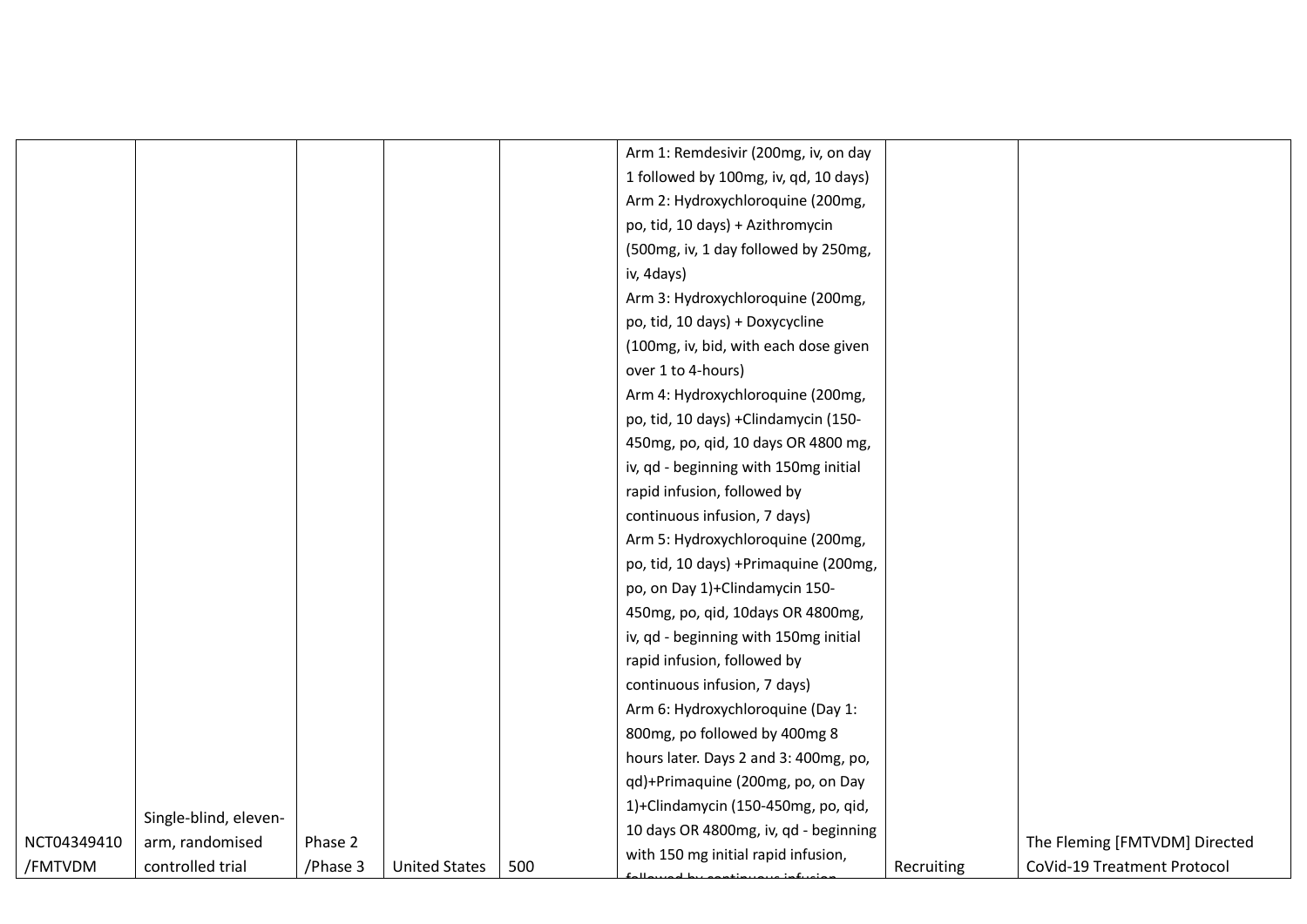| | | | | | | | |
|---|---|---|---|---|---|---|---|
| NCT04349410 /FMTVDM | Single-blind, eleven-arm, randomised controlled trial | Phase 2 /Phase 3 | United States | 500 | Arm 1: Remdesivir (200mg, iv, on day 1 followed by 100mg, iv, qd, 10 days) Arm 2: Hydroxychloroquine (200mg, po, tid, 10 days) + Azithromycin (500mg, iv, 1 day followed by 250mg, iv, 4days) Arm 3: Hydroxychloroquine (200mg, po, tid, 10 days) + Doxycycline (100mg, iv, bid, with each dose given over 1 to 4-hours) Arm 4: Hydroxychloroquine (200mg, po, tid, 10 days) +Clindamycin (150-450mg, po, qid, 10 days OR 4800 mg, iv, qd - beginning with 150mg initial rapid infusion, followed by continuous infusion, 7 days) Arm 5: Hydroxychloroquine (200mg, po, tid, 10 days) +Primaquine (200mg, po, on Day 1)+Clindamycin 150-450mg, po, qid, 10days OR 4800mg, iv, qd - beginning with 150mg initial rapid infusion, followed by continuous infusion, 7 days) Arm 6: Hydroxychloroquine (Day 1: 800mg, po followed by 400mg 8 hours later. Days 2 and 3: 400mg, po, qd)+Primaquine (200mg, po, on Day 1)+Clindamycin (150-450mg, po, qid, 10 days OR 4800mg, iv, qd - beginning with 150 mg initial rapid infusion, followed by continuous infusion | Recruiting | The Fleming [FMTVDM] Directed CoVid-19 Treatment Protocol |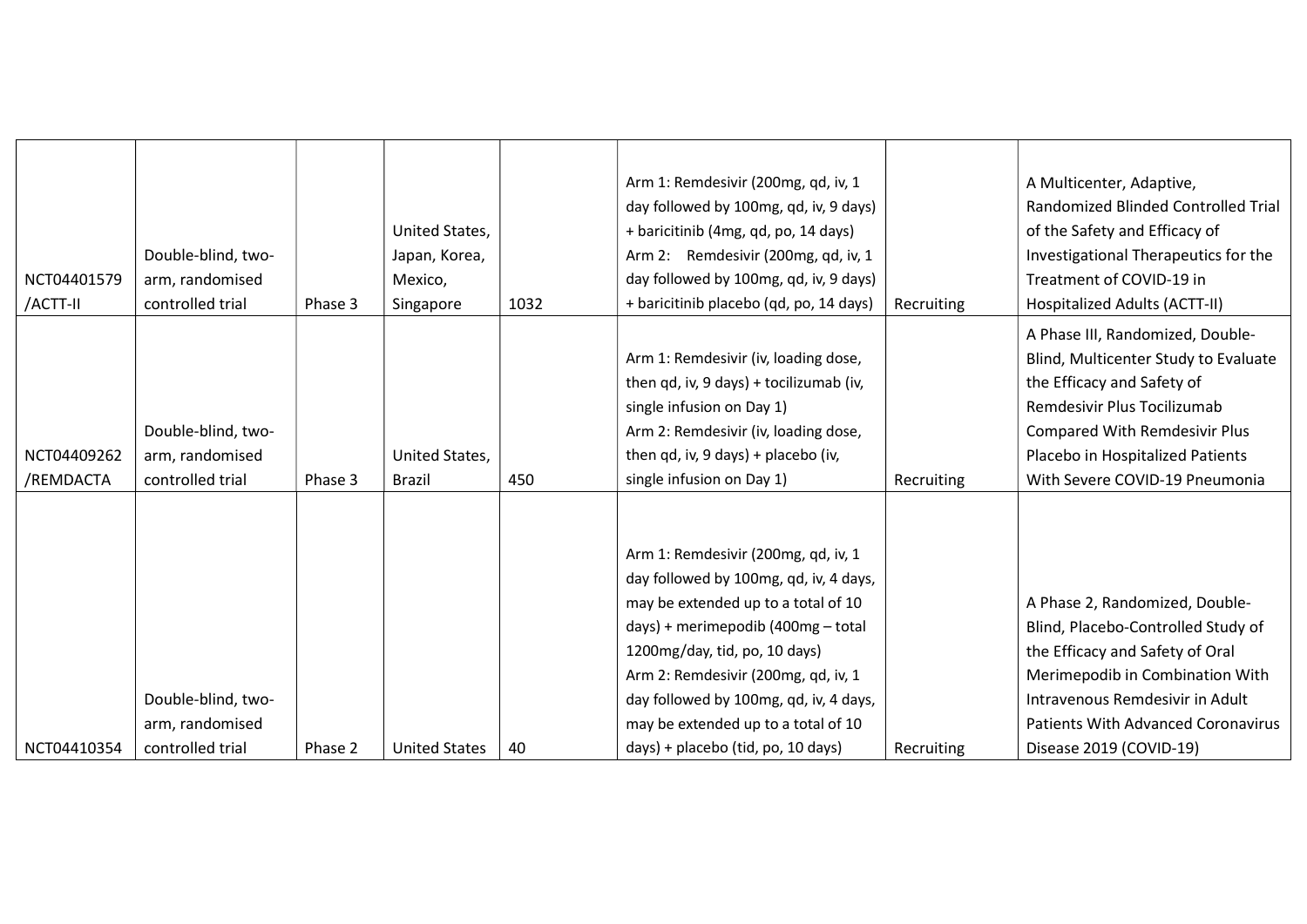| | | | | | | | |
|---|---|---|---|---|---|---|---|
| NCT04401579 /ACTT-II | Double-blind, two-arm, randomised controlled trial | Phase 3 | United States, Japan, Korea, Mexico, Singapore | 1032 | Arm 1: Remdesivir (200mg, qd, iv, 1 day followed by 100mg, qd, iv, 9 days) + baricitinib (4mg, qd, po, 14 days)<br>Arm 2: Remdesivir (200mg, qd, iv, 1 day followed by 100mg, qd, iv, 9 days) + baricitinib placebo (qd, po, 14 days) | Recruiting | A Multicenter, Adaptive, Randomized Blinded Controlled Trial of the Safety and Efficacy of Investigational Therapeutics for the Treatment of COVID-19 in Hospitalized Adults (ACTT-II) |
| NCT04409262 /REMDACTA | Double-blind, two-arm, randomised controlled trial | Phase 3 | United States, Brazil | 450 | Arm 1: Remdesivir (iv, loading dose, then qd, iv, 9 days) + tocilizumab (iv, single infusion on Day 1)<br>Arm 2: Remdesivir (iv, loading dose, then qd, iv, 9 days) + placebo (iv, single infusion on Day 1) | Recruiting | A Phase III, Randomized, Double-Blind, Multicenter Study to Evaluate the Efficacy and Safety of Remdesivir Plus Tocilizumab Compared With Remdesivir Plus Placebo in Hospitalized Patients With Severe COVID-19 Pneumonia |
| NCT04410354 | Double-blind, two-arm, randomised controlled trial | Phase 2 | United States | 40 | Arm 1: Remdesivir (200mg, qd, iv, 1 day followed by 100mg, qd, iv, 4 days, may be extended up to a total of 10 days) + merimepodib (400mg – total 1200mg/day, tid, po, 10 days)<br>Arm 2: Remdesivir (200mg, qd, iv, 1 day followed by 100mg, qd, iv, 4 days, may be extended up to a total of 10 days) + placebo (tid, po, 10 days) | Recruiting | A Phase 2, Randomized, Double-Blind, Placebo-Controlled Study of the Efficacy and Safety of Oral Merimepodib in Combination With Intravenous Remdesivir in Adult Patients With Advanced Coronavirus Disease 2019 (COVID-19) |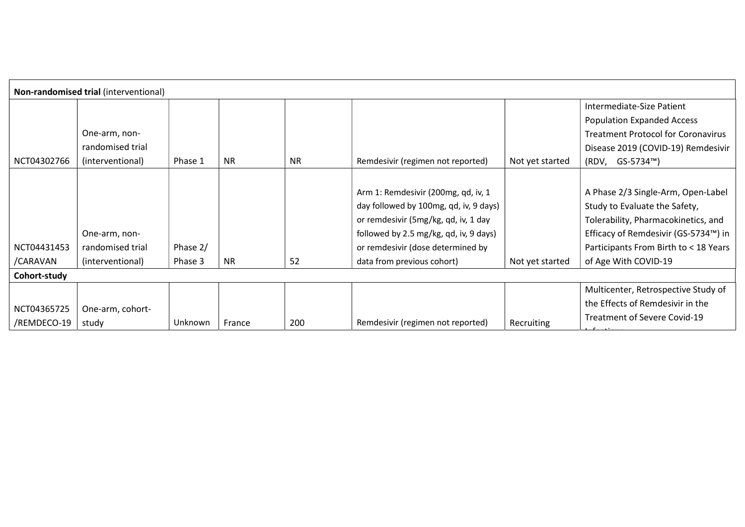| | | | | | | | |
|---|---|---|---|---|---|---|---|
| **Non-randomised trial** (interventional) | | | | | | | |
| NCT04302766 | One-arm, non-randomised trial (interventional) | Phase 1 | NR | NR | Remdesivir (regimen not reported) | Not yet started | Intermediate-Size Patient Population Expanded Access Treatment Protocol for Coronavirus Disease 2019 (COVID-19) Remdesivir (RDV, GS-5734™) |
| NCT04431453 /CARAVAN | One-arm, non-randomised trial (interventional) | Phase 2/ Phase 3 | NR | 52 | Arm 1: Remdesivir (200mg, qd, iv, 1 day followed by 100mg, qd, iv, 9 days) or remdesivir (5mg/kg, qd, iv, 1 day followed by 2.5 mg/kg, qd, iv, 9 days) or remdesivir (dose determined by data from previous cohort) | Not yet started | A Phase 2/3 Single-Arm, Open-Label Study to Evaluate the Safety, Tolerability, Pharmacokinetics, and Efficacy of Remdesivir (GS-5734™) in Participants From Birth to < 18 Years of Age With COVID-19 |
| **Cohort-study** | | | | | | | |
| NCT04365725 /REMDECO-19 | One-arm, cohort-study | Unknown | France | 200 | Remdesivir (regimen not reported) | Recruiting | Multicenter, Retrospective Study of the Effects of Remdesivir in the Treatment of Severe Covid-19 Infections |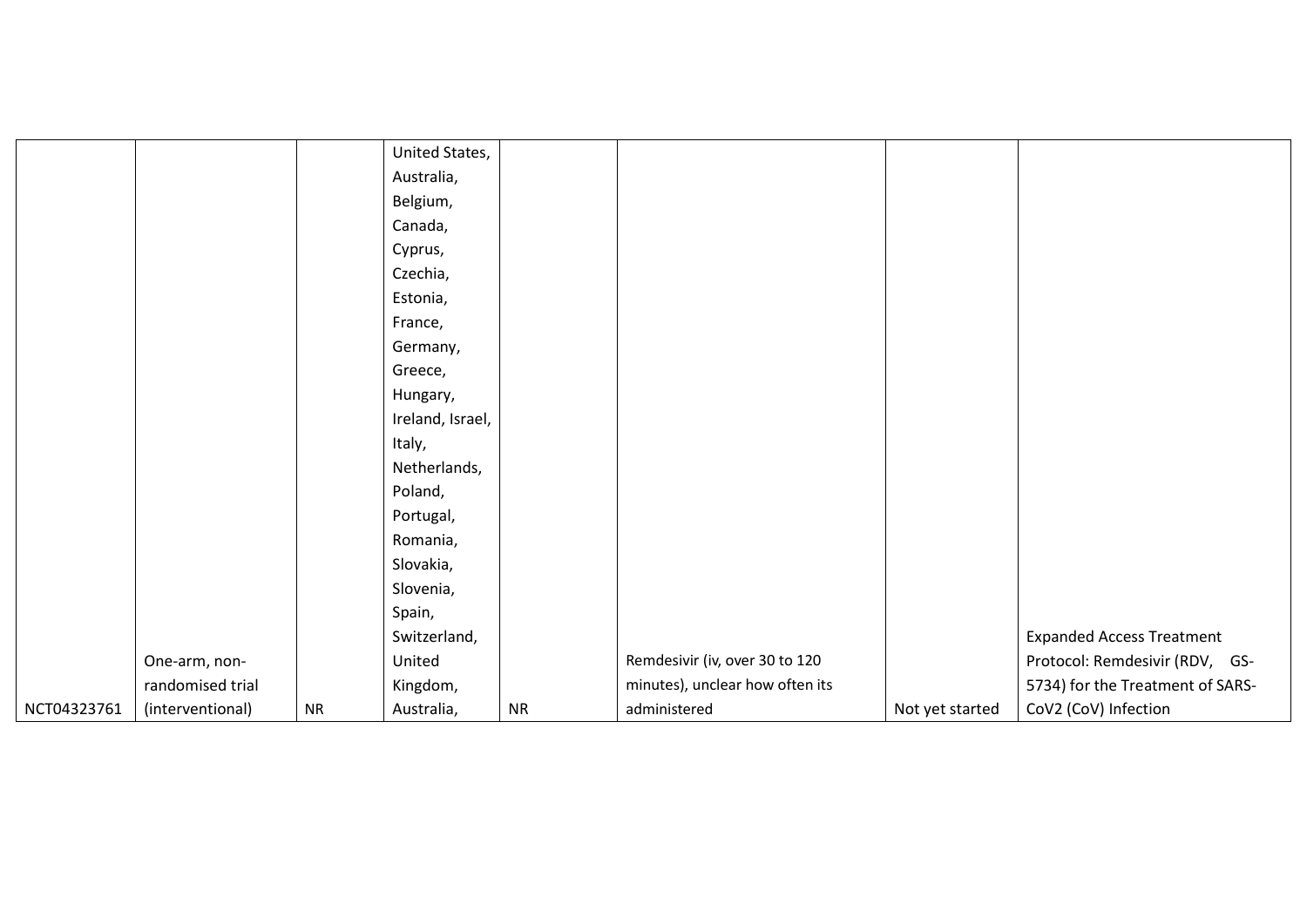| | | | | | | | |
|---|---|---|---|---|---|---|---|
| NCT04323761 | One-arm, non-randomised trial (interventional) | NR | United States, Australia, Belgium, Canada, Cyprus, Czechia, Estonia, France, Germany, Greece, Hungary, Ireland, Israel, Italy, Netherlands, Poland, Portugal, Romania, Slovakia, Slovenia, Spain, Switzerland, United Kingdom, Australia, | NR | Remdesivir (iv, over 30 to 120 minutes), unclear how often its administered | Not yet started | Expanded Access Treatment Protocol: Remdesivir (RDV, GS-5734) for the Treatment of SARS-CoV2 (CoV) Infection |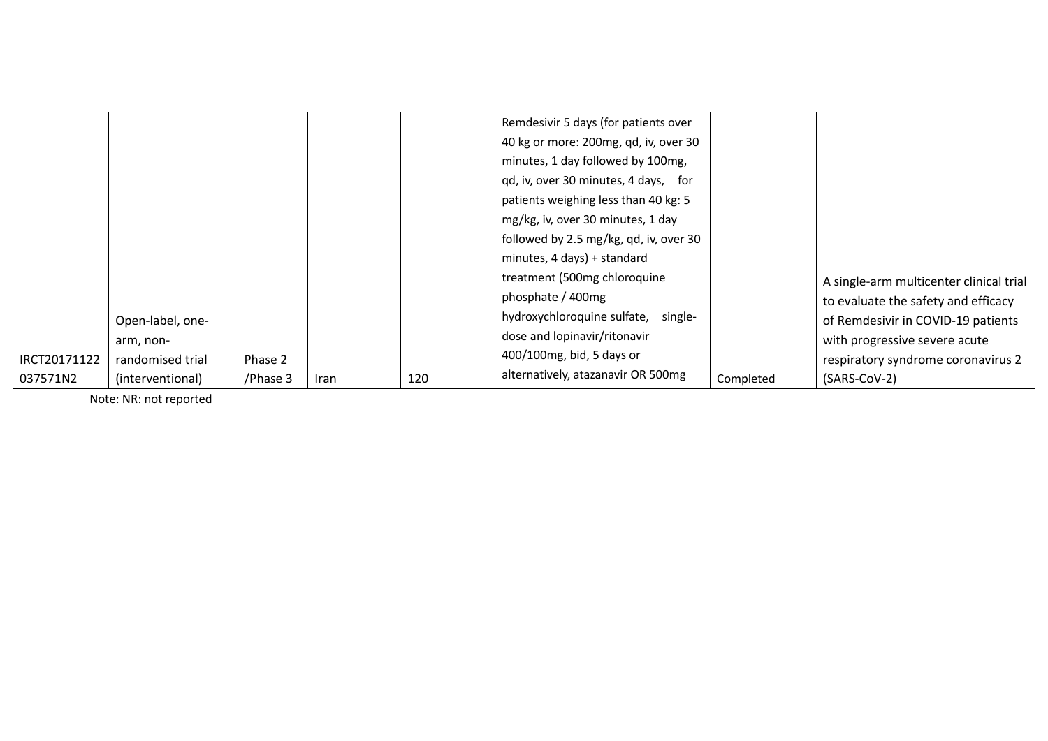| | | | | | | | |
|---|---|---|---|---|---|---|---|
| IRCT20171122037571N2 | Open-label, one-arm, non-randomised trial (interventional) | Phase 2 /Phase 3 | Iran | 120 | Remdesivir 5 days (for patients over 40 kg or more: 200mg, qd, iv, over 30 minutes, 1 day followed by 100mg, qd, iv, over 30 minutes, 4 days, for patients weighing less than 40 kg: 5 mg/kg, iv, over 30 minutes, 1 day followed by 2.5 mg/kg, qd, iv, over 30 minutes, 4 days) + standard treatment (500mg chloroquine phosphate / 400mg hydroxychloroquine sulfate, single-dose and lopinavir/ritonavir 400/100mg, bid, 5 days or alternatively, atazanavir OR 500mg | Completed | A single-arm multicenter clinical trial to evaluate the safety and efficacy of Remdesivir in COVID-19 patients with progressive severe acute respiratory syndrome coronavirus 2 (SARS-CoV-2) |

Note: NR: not reported